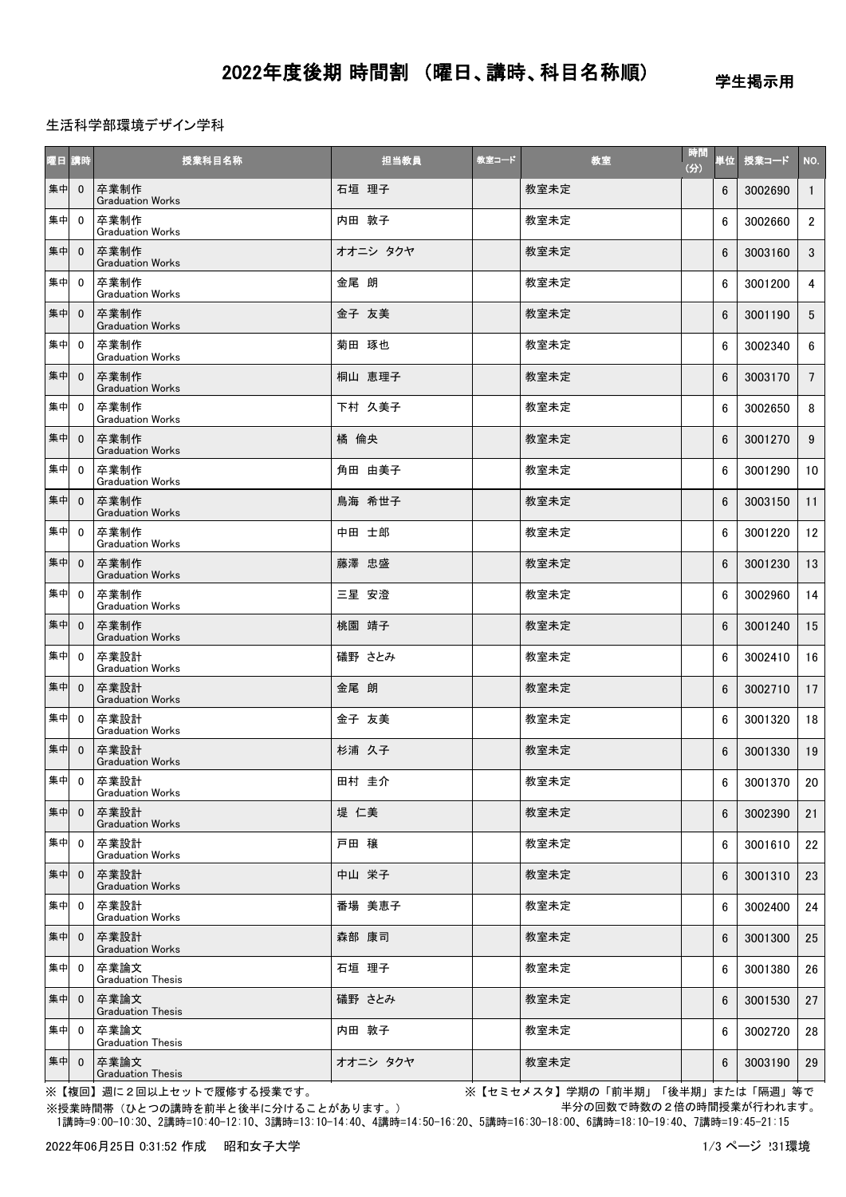# 2022年度後期 時間割 （曜日、講時、科目名称順）

学生掲示用

生活科学部環境デザイン学科

| 曜日 | 講時 | 授業科目名称 | 担当教員 | 教室コード | 教室 | 時間(分) | 単位 | 授業コード | NO. |
|---|---|---|---|---|---|---|---|---|---|
| 集中 | 0 | 卒業制作 Graduation Works | 石垣 理子 | | 教室未定 | | 6 | 3002690 | 1 |
| 集中 | 0 | 卒業制作 Graduation Works | 内田 敦子 | | 教室未定 | | 6 | 3002660 | 2 |
| 集中 | 0 | 卒業制作 Graduation Works | オオニシ タクヤ | | 教室未定 | | 6 | 3003160 | 3 |
| 集中 | 0 | 卒業制作 Graduation Works | 金尾 朗 | | 教室未定 | | 6 | 3001200 | 4 |
| 集中 | 0 | 卒業制作 Graduation Works | 金子 友美 | | 教室未定 | | 6 | 3001190 | 5 |
| 集中 | 0 | 卒業制作 Graduation Works | 菊田 琢也 | | 教室未定 | | 6 | 3002340 | 6 |
| 集中 | 0 | 卒業制作 Graduation Works | 桐山 恵理子 | | 教室未定 | | 6 | 3003170 | 7 |
| 集中 | 0 | 卒業制作 Graduation Works | 下村 久美子 | | 教室未定 | | 6 | 3002650 | 8 |
| 集中 | 0 | 卒業制作 Graduation Works | 橘 倫央 | | 教室未定 | | 6 | 3001270 | 9 |
| 集中 | 0 | 卒業制作 Graduation Works | 角田 由美子 | | 教室未定 | | 6 | 3001290 | 10 |
| 集中 | 0 | 卒業制作 Graduation Works | 鳥海 希世子 | | 教室未定 | | 6 | 3003150 | 11 |
| 集中 | 0 | 卒業制作 Graduation Works | 中田 士郎 | | 教室未定 | | 6 | 3001220 | 12 |
| 集中 | 0 | 卒業制作 Graduation Works | 藤澤 忠盛 | | 教室未定 | | 6 | 3001230 | 13 |
| 集中 | 0 | 卒業制作 Graduation Works | 三星 安澄 | | 教室未定 | | 6 | 3002960 | 14 |
| 集中 | 0 | 卒業制作 Graduation Works | 桃園 靖子 | | 教室未定 | | 6 | 3001240 | 15 |
| 集中 | 0 | 卒業設計 Graduation Works | 礒野 さとみ | | 教室未定 | | 6 | 3002410 | 16 |
| 集中 | 0 | 卒業設計 Graduation Works | 金尾 朗 | | 教室未定 | | 6 | 3002710 | 17 |
| 集中 | 0 | 卒業設計 Graduation Works | 金子 友美 | | 教室未定 | | 6 | 3001320 | 18 |
| 集中 | 0 | 卒業設計 Graduation Works | 杉浦 久子 | | 教室未定 | | 6 | 3001330 | 19 |
| 集中 | 0 | 卒業設計 Graduation Works | 田村 圭介 | | 教室未定 | | 6 | 3001370 | 20 |
| 集中 | 0 | 卒業設計 Graduation Works | 堤 仁美 | | 教室未定 | | 6 | 3002390 | 21 |
| 集中 | 0 | 卒業設計 Graduation Works | 戸田 穣 | | 教室未定 | | 6 | 3001610 | 22 |
| 集中 | 0 | 卒業設計 Graduation Works | 中山 栄子 | | 教室未定 | | 6 | 3001310 | 23 |
| 集中 | 0 | 卒業設計 Graduation Works | 番場 美恵子 | | 教室未定 | | 6 | 3002400 | 24 |
| 集中 | 0 | 卒業設計 Graduation Works | 森部 康司 | | 教室未定 | | 6 | 3001300 | 25 |
| 集中 | 0 | 卒業論文 Graduation Thesis | 石垣 理子 | | 教室未定 | | 6 | 3001380 | 26 |
| 集中 | 0 | 卒業論文 Graduation Thesis | 礒野 さとみ | | 教室未定 | | 6 | 3001530 | 27 |
| 集中 | 0 | 卒業論文 Graduation Thesis | 内田 敦子 | | 教室未定 | | 6 | 3002720 | 28 |
| 集中 | 0 | 卒業論文 Graduation Thesis | オオニシ タクヤ | | 教室未定 | | 6 | 3003190 | 29 |

※【複回】週に２回以上セットで履修する授業です。

※【セミセメスタ】学期の「前半期」「後半期」または「隔週」等で半分の回数で時数の２倍の時間授業が行われます。

※授業時間帯（ひとつの講時を前半と後半に分けることがあります。）

1講時=9:00-10:30、2講時=10:40-12:10、3講時=13:10-14:40、4講時=14:50-16:20、5講時=16:30-18:00、6講時=18:10-19:40、7講時=19:45-21:15

2022年06月25日 0:31:52 作成　昭和女子大学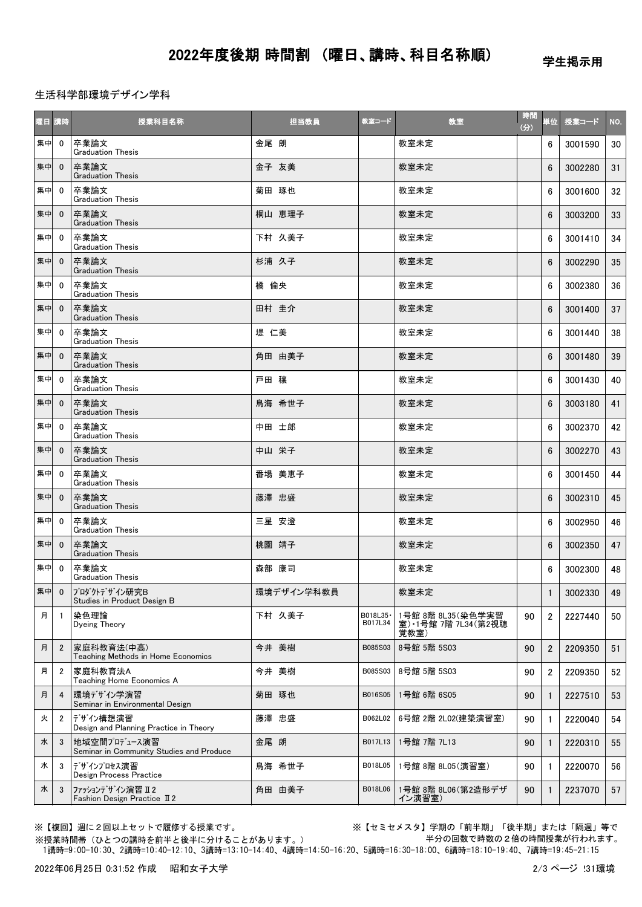# 2022年度後期 時間割 （曜日、講時、科目名称順）

学生掲示用

生活科学部環境デザイン学科

| 曜日 | 講時 | 授業科目名称 | 担当教員 | 教室コード | 教室 | 時間(分) | 単位 | 授業コード | NO. |
|---|---|---|---|---|---|---|---|---|---|
| 集中 | 0 | 卒業論文 Graduation Thesis | 金尾 朗 | | 教室未定 | | 6 | 3001590 | 30 |
| 集中 | 0 | 卒業論文 Graduation Thesis | 金子 友美 | | 教室未定 | | 6 | 3002280 | 31 |
| 集中 | 0 | 卒業論文 Graduation Thesis | 菊田 琢也 | | 教室未定 | | 6 | 3001600 | 32 |
| 集中 | 0 | 卒業論文 Graduation Thesis | 桐山 恵理子 | | 教室未定 | | 6 | 3003200 | 33 |
| 集中 | 0 | 卒業論文 Graduation Thesis | 下村 久美子 | | 教室未定 | | 6 | 3001410 | 34 |
| 集中 | 0 | 卒業論文 Graduation Thesis | 杉浦 久子 | | 教室未定 | | 6 | 3002290 | 35 |
| 集中 | 0 | 卒業論文 Graduation Thesis | 橘 倫央 | | 教室未定 | | 6 | 3002380 | 36 |
| 集中 | 0 | 卒業論文 Graduation Thesis | 田村 圭介 | | 教室未定 | | 6 | 3001400 | 37 |
| 集中 | 0 | 卒業論文 Graduation Thesis | 堤 仁美 | | 教室未定 | | 6 | 3001440 | 38 |
| 集中 | 0 | 卒業論文 Graduation Thesis | 角田 由美子 | | 教室未定 | | 6 | 3001480 | 39 |
| 集中 | 0 | 卒業論文 Graduation Thesis | 戸田 穣 | | 教室未定 | | 6 | 3001430 | 40 |
| 集中 | 0 | 卒業論文 Graduation Thesis | 鳥海 希世子 | | 教室未定 | | 6 | 3003180 | 41 |
| 集中 | 0 | 卒業論文 Graduation Thesis | 中田 士郎 | | 教室未定 | | 6 | 3002370 | 42 |
| 集中 | 0 | 卒業論文 Graduation Thesis | 中山 栄子 | | 教室未定 | | 6 | 3002270 | 43 |
| 集中 | 0 | 卒業論文 Graduation Thesis | 番場 美恵子 | | 教室未定 | | 6 | 3001450 | 44 |
| 集中 | 0 | 卒業論文 Graduation Thesis | 藤澤 忠盛 | | 教室未定 | | 6 | 3002310 | 45 |
| 集中 | 0 | 卒業論文 Graduation Thesis | 三星 安澄 | | 教室未定 | | 6 | 3002950 | 46 |
| 集中 | 0 | 卒業論文 Graduation Thesis | 桃園 靖子 | | 教室未定 | | 6 | 3002350 | 47 |
| 集中 | 0 | 卒業論文 Graduation Thesis | 森部 康司 | | 教室未定 | | 6 | 3002300 | 48 |
| 集中 | 0 | ﾌﾟﾛﾀﾞｸﾄﾃﾞｻﾞｲﾝ研究B Studies in Product Design B | 環境デザイン学科教員 | | 教室未定 | | 1 | 3002330 | 49 |
| 月 | 1 | 染色理論 Dyeing Theory | 下村 久美子 | B018L35・B017L34 | 1号館 8階 8L35(染色学実習室)・1号館 7階 7L34(第2視聴覚教室) | 90 | 2 | 2227440 | 50 |
| 月 | 2 | 家庭科教育法(中高) Teaching Methods in Home Economics | 今井 美樹 | B085S03 | 8号館 5階 5S03 | 90 | 2 | 2209350 | 51 |
| 月 | 2 | 家庭科教育法A Teaching Home Economics A | 今井 美樹 | B085S03 | 8号館 5階 5S03 | 90 | 2 | 2209350 | 52 |
| 月 | 4 | 環境ﾃﾞｻﾞｲﾝ学演習 Seminar in Environmental Design | 菊田 琢也 | B016S05 | 1号館 6階 6S05 | 90 | 1 | 2227510 | 53 |
| 火 | 2 | ﾃﾞｻﾞｲﾝ構想演習 Design and Planning Practice in Theory | 藤澤 忠盛 | B062L02 | 6号館 2階 2L02(建築演習室) | 90 | 1 | 2220040 | 54 |
| 水 | 3 | 地域空間ﾌﾟﾛﾃﾞｭｰｽ演習 Seminar in Community Studies and Produce | 金尾 朗 | B017L13 | 1号館 7階 7L13 | 90 | 1 | 2220310 | 55 |
| 水 | 3 | ﾃﾞｻﾞｲﾝﾌﾟﾛｾｽ演習 Design Process Practice | 鳥海 希世子 | B018L05 | 1号館 8階 8L05(演習室) | 90 | 1 | 2220070 | 56 |
| 水 | 3 | ﾌｧｯｼｮﾝﾃﾞｻﾞｲﾝ演習Ⅱ2 Fashion Design Practice Ⅱ2 | 角田 由美子 | B018L06 | 1号館 8階 8L06(第2造形デザイン演習室) | 90 | 1 | 2237070 | 57 |

※【複回】週に２回以上セットで履修する授業です。

※【セミセメスタ】学期の「前半期」「後半期」または「隔週」等で半分の回数で時数の２倍の時間授業が行われます。

※授業時間帯（ひとつの講時を前半と後半に分けることがあります。）

1講時=9:00-10:30、2講時=10:40-12:10、3講時=13:10-14:40、4講時=14:50-16:20、5講時=16:30-18:00、6講時=18:10-19:40、7講時=19:45-21:15

2022年06月25日 0:31:52 作成　昭和女子大学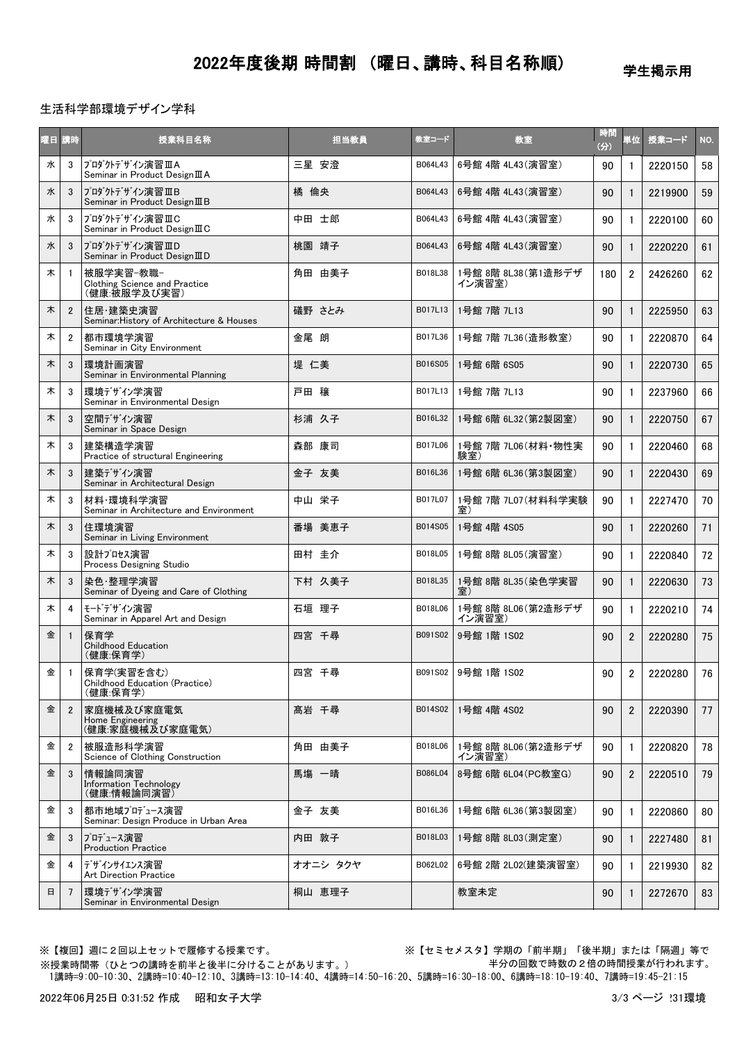# 2022年度後期 時間割 （曜日、講時、科目名称順）

学生掲示用

生活科学部環境デザイン学科

| 曜日 | 講時 | 授業科目名称 | 担当教員 | 教室コード | 教室 | 時間(分) | 単位 | 授業コード | NO. |
|---|---|---|---|---|---|---|---|---|---|
| 水 | 3 | ﾌﾟﾛﾀﾞｸﾄﾃﾞｻﾞｲﾝ演習ⅢA<br>Seminar in Product DesignⅢA | 三星 安澄 | B064L43 | 6号館 4階 4L43(演習室) | 90 | 1 | 2220150 | 58 |
| 水 | 3 | ﾌﾟﾛﾀﾞｸﾄﾃﾞｻﾞｲﾝ演習ⅢB<br>Seminar in Product DesignⅢB | 橘 倫央 | B064L43 | 6号館 4階 4L43(演習室) | 90 | 1 | 2219900 | 59 |
| 水 | 3 | ﾌﾟﾛﾀﾞｸﾄﾃﾞｻﾞｲﾝ演習ⅢC<br>Seminar in Product DesignⅢC | 中田 士郎 | B064L43 | 6号館 4階 4L43(演習室) | 90 | 1 | 2220100 | 60 |
| 水 | 3 | ﾌﾟﾛﾀﾞｸﾄﾃﾞｻﾞｲﾝ演習ⅢD<br>Seminar in Product DesignⅢD | 桃園 靖子 | B064L43 | 6号館 4階 4L43(演習室) | 90 | 1 | 2220220 | 61 |
| 木 | 1 | 被服学実習-教職-<br>Clothing Science and Practice<br>(健康:被服学及び実習) | 角田 由美子 | B018L38 | 1号館 8階 8L38(第1造形デザイン演習室) | 180 | 2 | 2426260 | 62 |
| 木 | 2 | 住居･建築史演習<br>Seminar:History of Architecture & Houses | 礒野 さとみ | B017L13 | 1号館 7階 7L13 | 90 | 1 | 2225950 | 63 |
| 木 | 2 | 都市環境学演習<br>Seminar in City Environment | 金尾 朗 | B017L36 | 1号館 7階 7L36(造形教室) | 90 | 1 | 2220870 | 64 |
| 木 | 3 | 環境計画演習<br>Seminar in Environmental Planning | 堤 仁美 | B016S05 | 1号館 6階 6S05 | 90 | 1 | 2220730 | 65 |
| 木 | 3 | 環境ﾃﾞｻﾞｲﾝ学演習<br>Seminar in Environmental Design | 戸田 穣 | B017L13 | 1号館 7階 7L13 | 90 | 1 | 2237960 | 66 |
| 木 | 3 | 空間ﾃﾞｻﾞｲﾝ演習<br>Seminar in Space Design | 杉浦 久子 | B016L32 | 1号館 6階 6L32(第2製図室) | 90 | 1 | 2220750 | 67 |
| 木 | 3 | 建築構造学演習<br>Practice of structural Engineering | 森部 康司 | B017L06 | 1号館 7階 7L06(材料･物性実験室) | 90 | 1 | 2220460 | 68 |
| 木 | 3 | 建築ﾃﾞｻﾞｲﾝ演習<br>Seminar in Architectural Design | 金子 友美 | B016L36 | 1号館 6階 6L36(第3製図室) | 90 | 1 | 2220430 | 69 |
| 木 | 3 | 材料･環境科学演習<br>Seminar in Architecture and Environment | 中山 栄子 | B017L07 | 1号館 7階 7L07(材料科学実験室) | 90 | 1 | 2227470 | 70 |
| 木 | 3 | 住環境演習<br>Seminar in Living Environment | 番場 美恵子 | B014S05 | 1号館 4階 4S05 | 90 | 1 | 2220260 | 71 |
| 木 | 3 | 設計ﾌﾟﾛｾｽ演習<br>Process Designing Studio | 田村 圭介 | B018L05 | 1号館 8階 8L05(演習室) | 90 | 1 | 2220840 | 72 |
| 木 | 3 | 染色･整理学演習<br>Seminar of Dyeing and Care of Clothing | 下村 久美子 | B018L35 | 1号館 8階 8L35(染色学実習室) | 90 | 1 | 2220630 | 73 |
| 木 | 4 | ﾓｰﾄﾞﾃﾞｻﾞｲﾝ演習<br>Seminar in Apparel Art and Design | 石垣 理子 | B018L06 | 1号館 8階 8L06(第2造形デザイン演習室) | 90 | 1 | 2220210 | 74 |
| 金 | 1 | 保育学<br>Childhood Education<br>(健康:保育学) | 四宮 千尋 | B091S02 | 9号館 1階 1S02 | 90 | 2 | 2220280 | 75 |
| 金 | 1 | 保育学(実習を含む)<br>Childhood Education (Practice)<br>(健康:保育学) | 四宮 千尋 | B091S02 | 9号館 1階 1S02 | 90 | 2 | 2220280 | 76 |
| 金 | 2 | 家庭機械及び家庭電気<br>Home Engineering<br>(健康:家庭機械及び家庭電気) | 髙岩 千尋 | B014S02 | 1号館 4階 4S02 | 90 | 2 | 2220390 | 77 |
| 金 | 2 | 被服造形科学演習<br>Science of Clothing Construction | 角田 由美子 | B018L06 | 1号館 8階 8L06(第2造形デザイン演習室) | 90 | 1 | 2220820 | 78 |
| 金 | 3 | 情報論同演習<br>Information Technology<br>(健康:情報論同演習) | 馬場 一晴 | B086L04 | 8号館 6階 6L04(PC教室G) | 90 | 2 | 2220510 | 79 |
| 金 | 3 | 都市地域ﾌﾟﾛﾃﾞｭｰｽ演習<br>Seminar: Design Produce in Urban Area | 金子 友美 | B016L36 | 1号館 6階 6L36(第3製図室) | 90 | 1 | 2220860 | 80 |
| 金 | 3 | ﾌﾟﾛﾃﾞｭｰｽ演習<br>Production Practice | 内田 敦子 | B018L03 | 1号館 8階 8L03(測定室) | 90 | 1 | 2227480 | 81 |
| 金 | 4 | ﾃﾞｻﾞｲﾝｻｲｴﾝｽ演習<br>Art Direction Practice | オオニシ タクヤ | B062L02 | 6号館 2階 2L02(建築演習室) | 90 | 1 | 2219930 | 82 |
| 日 | 7 | 環境ﾃﾞｻﾞｲﾝ学演習<br>Seminar in Environmental Design | 桐山 恵理子 | | 教室未定 | 90 | 1 | 2272670 | 83 |

※【複回】週に２回以上セットで履修する授業です。

※【セミセメスタ】学期の「前半期」「後半期」または「隔週」等で半分の回数で時数の２倍の時間授業が行われます。

※授業時間帯（ひとつの講時を前半と後半に分けることがあります。）

1講時=9:00-10:30、2講時=10:40-12:10、3講時=13:10-14:40、4講時=14:50-16:20、5講時=16:30-18:00、6講時=18:10-19:40、7講時=19:45-21:15

2022年06月25日 0:31:52 作成　昭和女子大学